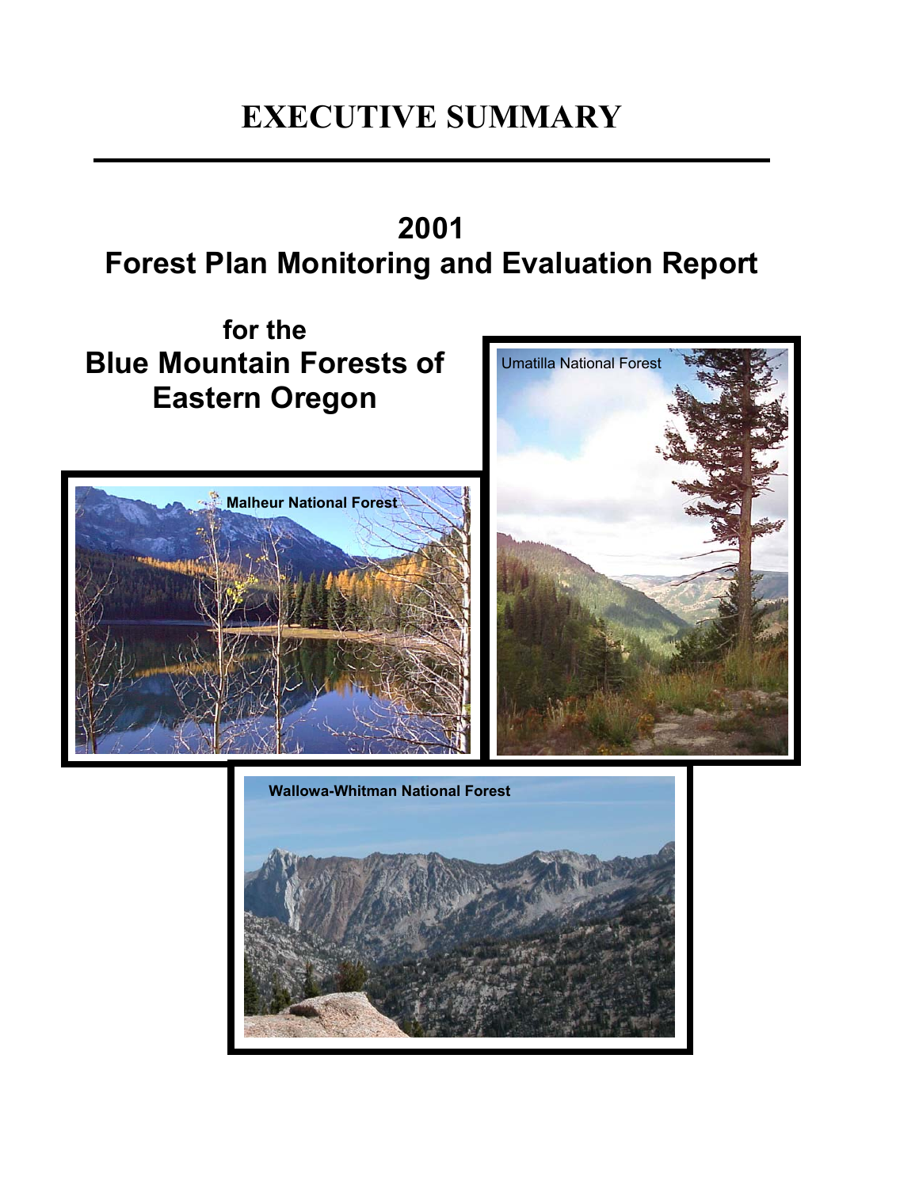# EXECUTIVE SUMMARY

## 2001
## Forest Plan Monitoring and Evaluation Report

### for the
### Blue Mountain Forests of Eastern Oregon

Umatilla National Forest

Malheur National Forest

Wallowa-Whitman National Forest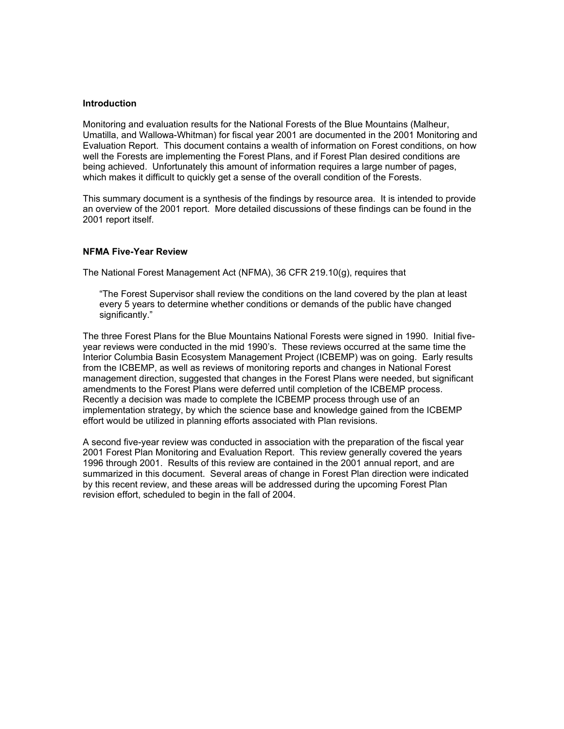**Introduction**

Monitoring and evaluation results for the National Forests of the Blue Mountains (Malheur, Umatilla, and Wallowa-Whitman) for fiscal year 2001 are documented in the 2001 Monitoring and Evaluation Report. This document contains a wealth of information on Forest conditions, on how well the Forests are implementing the Forest Plans, and if Forest Plan desired conditions are being achieved. Unfortunately this amount of information requires a large number of pages, which makes it difficult to quickly get a sense of the overall condition of the Forests.

This summary document is a synthesis of the findings by resource area. It is intended to provide an overview of the 2001 report. More detailed discussions of these findings can be found in the 2001 report itself.

**NFMA Five-Year Review**

The National Forest Management Act (NFMA), 36 CFR 219.10(g), requires that

> "The Forest Supervisor shall review the conditions on the land covered by the plan at least every 5 years to determine whether conditions or demands of the public have changed significantly."

The three Forest Plans for the Blue Mountains National Forests were signed in 1990. Initial five-year reviews were conducted in the mid 1990's. These reviews occurred at the same time the Interior Columbia Basin Ecosystem Management Project (ICBEMP) was on going. Early results from the ICBEMP, as well as reviews of monitoring reports and changes in National Forest management direction, suggested that changes in the Forest Plans were needed, but significant amendments to the Forest Plans were deferred until completion of the ICBEMP process. Recently a decision was made to complete the ICBEMP process through use of an implementation strategy, by which the science base and knowledge gained from the ICBEMP effort would be utilized in planning efforts associated with Plan revisions.

A second five-year review was conducted in association with the preparation of the fiscal year 2001 Forest Plan Monitoring and Evaluation Report. This review generally covered the years 1996 through 2001. Results of this review are contained in the 2001 annual report, and are summarized in this document. Several areas of change in Forest Plan direction were indicated by this recent review, and these areas will be addressed during the upcoming Forest Plan revision effort, scheduled to begin in the fall of 2004.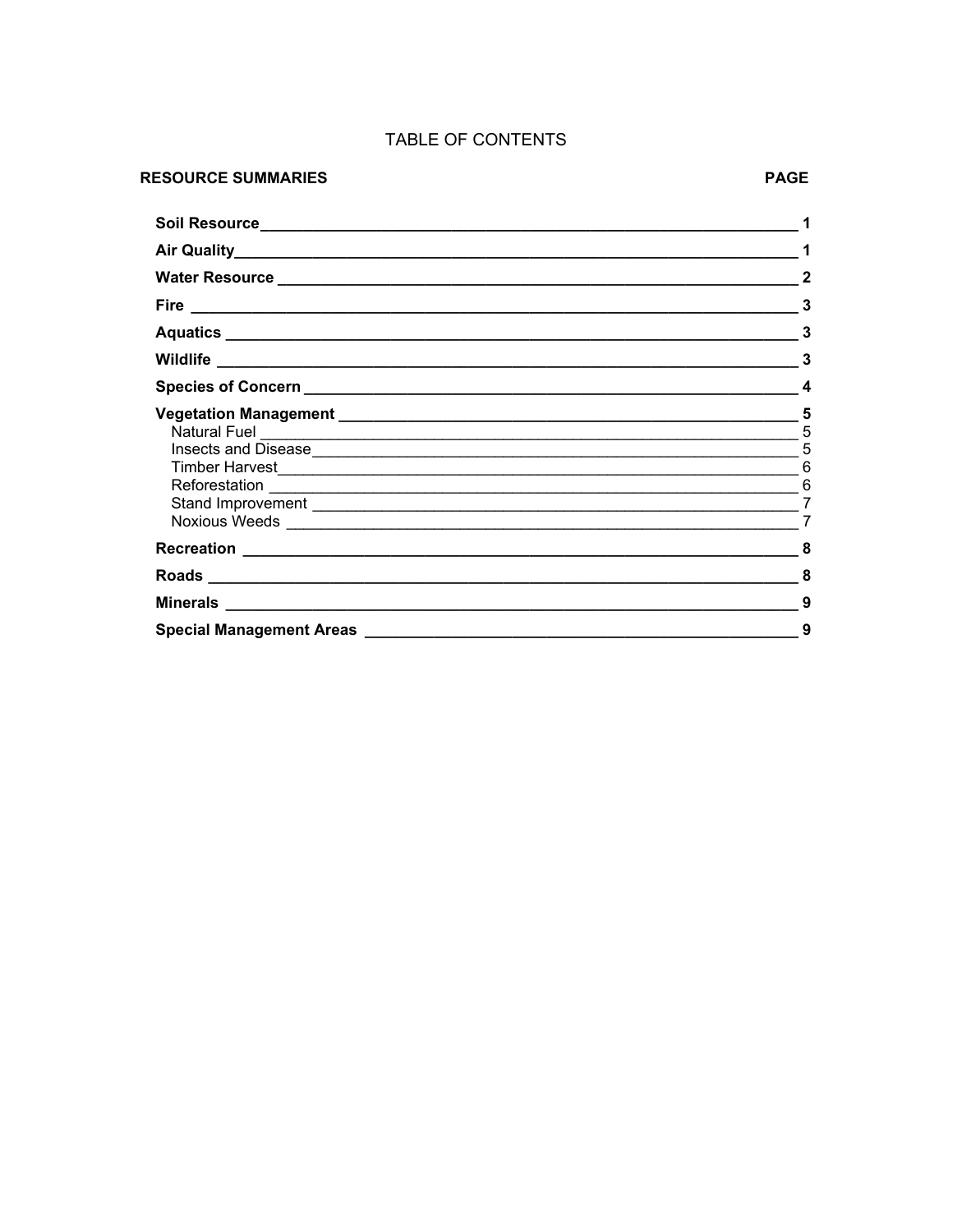# TABLE OF CONTENTS

| RESOURCE SUMMARIES | PAGE |
|---|---|
| **Soil Resource** | **1** |
| **Air Quality** | **1** |
| **Water Resource** | **2** |
| **Fire** | **3** |
| **Aquatics** | **3** |
| **Wildlife** | **3** |
| **Species of Concern** | **4** |
| **Vegetation Management** | **5** |
| Natural Fuel | 5 |
| Insects and Disease | 5 |
| Timber Harvest | 6 |
| Reforestation | 6 |
| Stand Improvement | 7 |
| Noxious Weeds | 7 |
| **Recreation** | **8** |
| **Roads** | **8** |
| **Minerals** | **9** |
| **Special Management Areas** | **9** |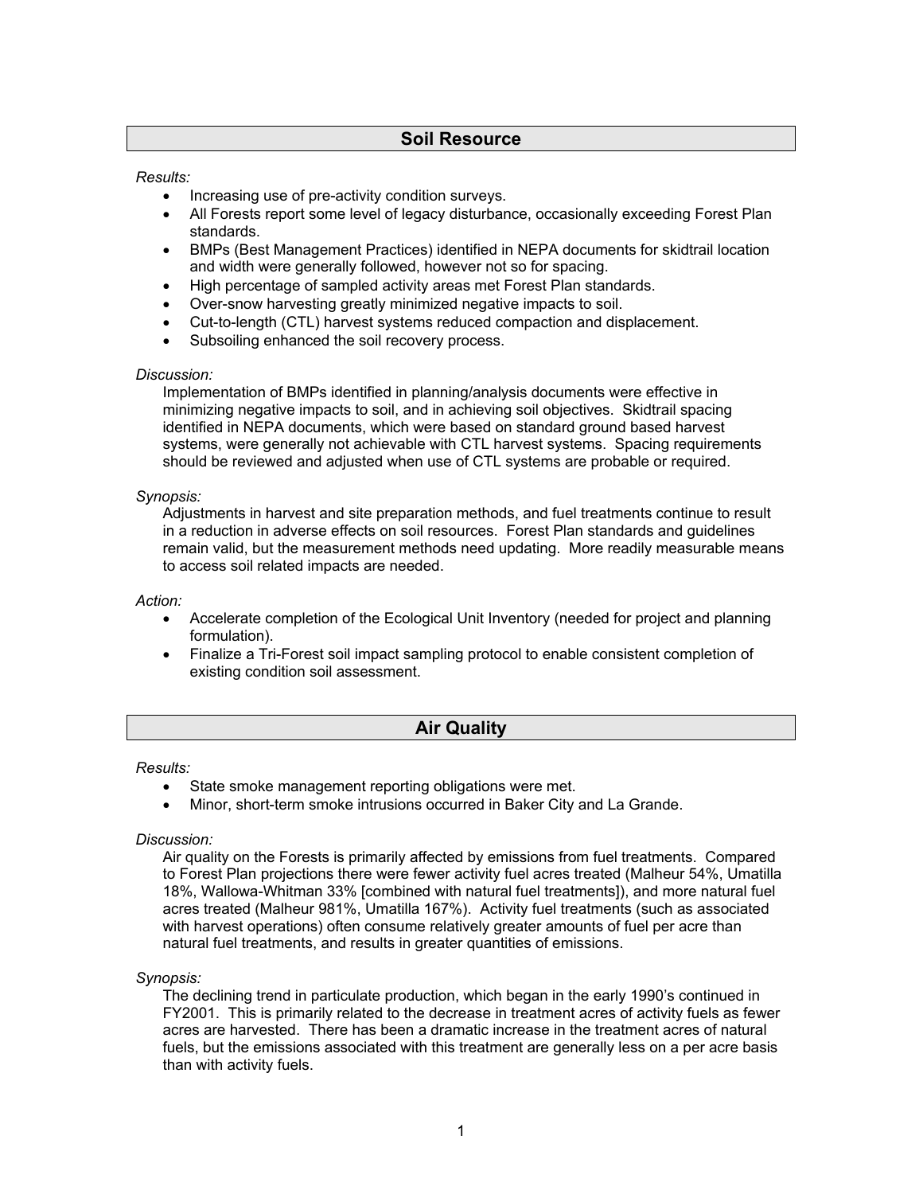## Soil Resource

*Results:*

- Increasing use of pre-activity condition surveys.
- All Forests report some level of legacy disturbance, occasionally exceeding Forest Plan standards.
- BMPs (Best Management Practices) identified in NEPA documents for skidtrail location and width were generally followed, however not so for spacing.
- High percentage of sampled activity areas met Forest Plan standards.
- Over-snow harvesting greatly minimized negative impacts to soil.
- Cut-to-length (CTL) harvest systems reduced compaction and displacement.
- Subsoiling enhanced the soil recovery process.

*Discussion:*

Implementation of BMPs identified in planning/analysis documents were effective in minimizing negative impacts to soil, and in achieving soil objectives. Skidtrail spacing identified in NEPA documents, which were based on standard ground based harvest systems, were generally not achievable with CTL harvest systems. Spacing requirements should be reviewed and adjusted when use of CTL systems are probable or required.

*Synopsis:*

Adjustments in harvest and site preparation methods, and fuel treatments continue to result in a reduction in adverse effects on soil resources. Forest Plan standards and guidelines remain valid, but the measurement methods need updating. More readily measurable means to access soil related impacts are needed.

*Action:*

- Accelerate completion of the Ecological Unit Inventory (needed for project and planning formulation).
- Finalize a Tri-Forest soil impact sampling protocol to enable consistent completion of existing condition soil assessment.

## Air Quality

*Results:*

- State smoke management reporting obligations were met.
- Minor, short-term smoke intrusions occurred in Baker City and La Grande.

*Discussion:*

Air quality on the Forests is primarily affected by emissions from fuel treatments. Compared to Forest Plan projections there were fewer activity fuel acres treated (Malheur 54%, Umatilla 18%, Wallowa-Whitman 33% [combined with natural fuel treatments]), and more natural fuel acres treated (Malheur 981%, Umatilla 167%). Activity fuel treatments (such as associated with harvest operations) often consume relatively greater amounts of fuel per acre than natural fuel treatments, and results in greater quantities of emissions.

*Synopsis:*

The declining trend in particulate production, which began in the early 1990's continued in FY2001. This is primarily related to the decrease in treatment acres of activity fuels as fewer acres are harvested. There has been a dramatic increase in the treatment acres of natural fuels, but the emissions associated with this treatment are generally less on a per acre basis than with activity fuels.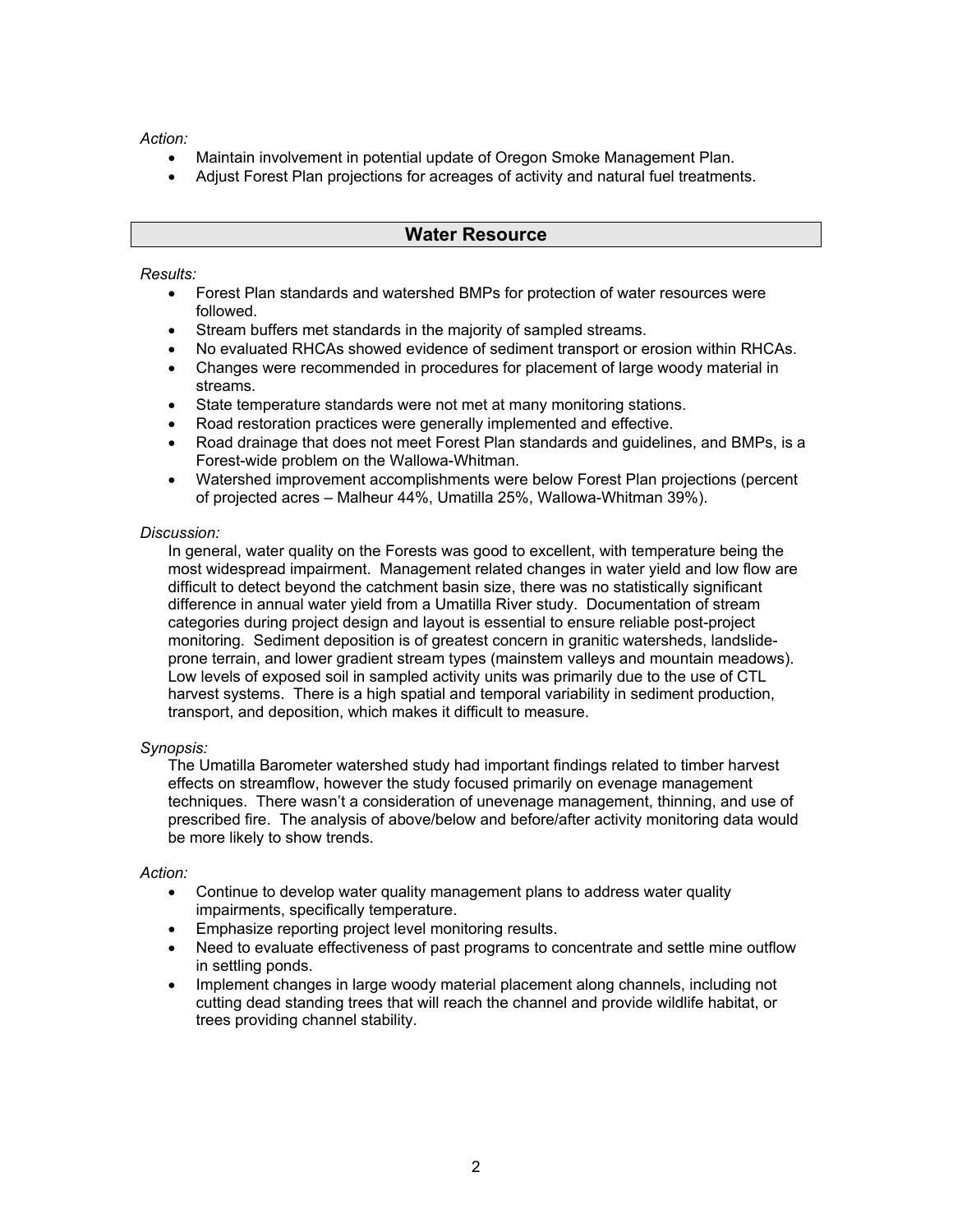*Action:*

- Maintain involvement in potential update of Oregon Smoke Management Plan.
- Adjust Forest Plan projections for acreages of activity and natural fuel treatments.

## Water Resource

*Results:*

- Forest Plan standards and watershed BMPs for protection of water resources were followed.
- Stream buffers met standards in the majority of sampled streams.
- No evaluated RHCAs showed evidence of sediment transport or erosion within RHCAs.
- Changes were recommended in procedures for placement of large woody material in streams.
- State temperature standards were not met at many monitoring stations.
- Road restoration practices were generally implemented and effective.
- Road drainage that does not meet Forest Plan standards and guidelines, and BMPs, is a Forest-wide problem on the Wallowa-Whitman.
- Watershed improvement accomplishments were below Forest Plan projections (percent of projected acres – Malheur 44%, Umatilla 25%, Wallowa-Whitman 39%).

*Discussion:*

In general, water quality on the Forests was good to excellent, with temperature being the most widespread impairment. Management related changes in water yield and low flow are difficult to detect beyond the catchment basin size, there was no statistically significant difference in annual water yield from a Umatilla River study. Documentation of stream categories during project design and layout is essential to ensure reliable post-project monitoring. Sediment deposition is of greatest concern in granitic watersheds, landslide-prone terrain, and lower gradient stream types (mainstem valleys and mountain meadows). Low levels of exposed soil in sampled activity units was primarily due to the use of CTL harvest systems. There is a high spatial and temporal variability in sediment production, transport, and deposition, which makes it difficult to measure.

*Synopsis:*

The Umatilla Barometer watershed study had important findings related to timber harvest effects on streamflow, however the study focused primarily on evenage management techniques. There wasn't a consideration of unevenage management, thinning, and use of prescribed fire. The analysis of above/below and before/after activity monitoring data would be more likely to show trends.

*Action:*

- Continue to develop water quality management plans to address water quality impairments, specifically temperature.
- Emphasize reporting project level monitoring results.
- Need to evaluate effectiveness of past programs to concentrate and settle mine outflow in settling ponds.
- Implement changes in large woody material placement along channels, including not cutting dead standing trees that will reach the channel and provide wildlife habitat, or trees providing channel stability.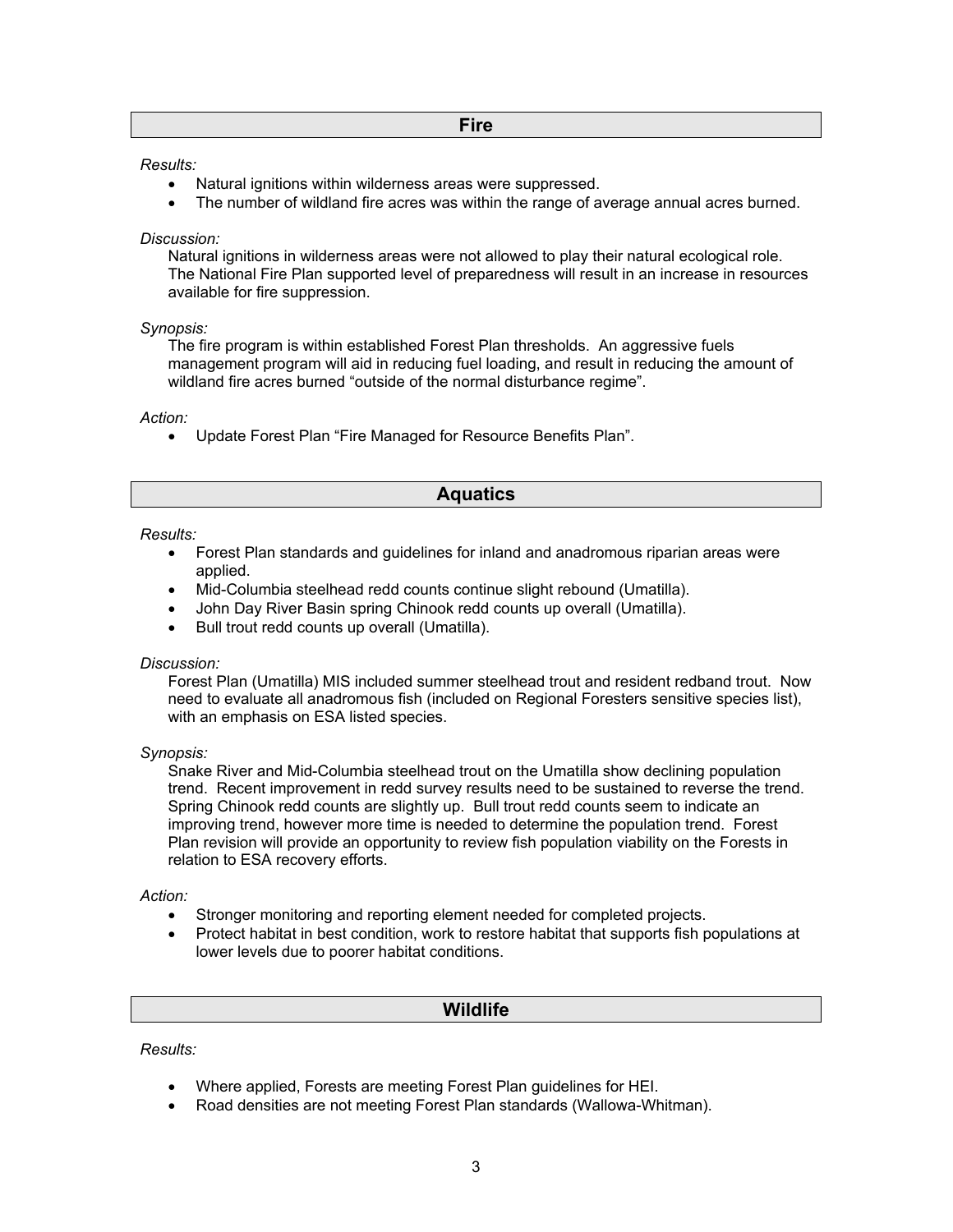## Fire

*Results:*

- Natural ignitions within wilderness areas were suppressed.
- The number of wildland fire acres was within the range of average annual acres burned.

*Discussion:*

Natural ignitions in wilderness areas were not allowed to play their natural ecological role. The National Fire Plan supported level of preparedness will result in an increase in resources available for fire suppression.

*Synopsis:*

The fire program is within established Forest Plan thresholds. An aggressive fuels management program will aid in reducing fuel loading, and result in reducing the amount of wildland fire acres burned "outside of the normal disturbance regime".

*Action:*

- Update Forest Plan "Fire Managed for Resource Benefits Plan".

## Aquatics

*Results:*

- Forest Plan standards and guidelines for inland and anadromous riparian areas were applied.
- Mid-Columbia steelhead redd counts continue slight rebound (Umatilla).
- John Day River Basin spring Chinook redd counts up overall (Umatilla).
- Bull trout redd counts up overall (Umatilla).

*Discussion:*

Forest Plan (Umatilla) MIS included summer steelhead trout and resident redband trout. Now need to evaluate all anadromous fish (included on Regional Foresters sensitive species list), with an emphasis on ESA listed species.

*Synopsis:*

Snake River and Mid-Columbia steelhead trout on the Umatilla show declining population trend. Recent improvement in redd survey results need to be sustained to reverse the trend. Spring Chinook redd counts are slightly up. Bull trout redd counts seem to indicate an improving trend, however more time is needed to determine the population trend. Forest Plan revision will provide an opportunity to review fish population viability on the Forests in relation to ESA recovery efforts.

*Action:*

- Stronger monitoring and reporting element needed for completed projects.
- Protect habitat in best condition, work to restore habitat that supports fish populations at lower levels due to poorer habitat conditions.

## Wildlife

*Results:*

- Where applied, Forests are meeting Forest Plan guidelines for HEI.
- Road densities are not meeting Forest Plan standards (Wallowa-Whitman).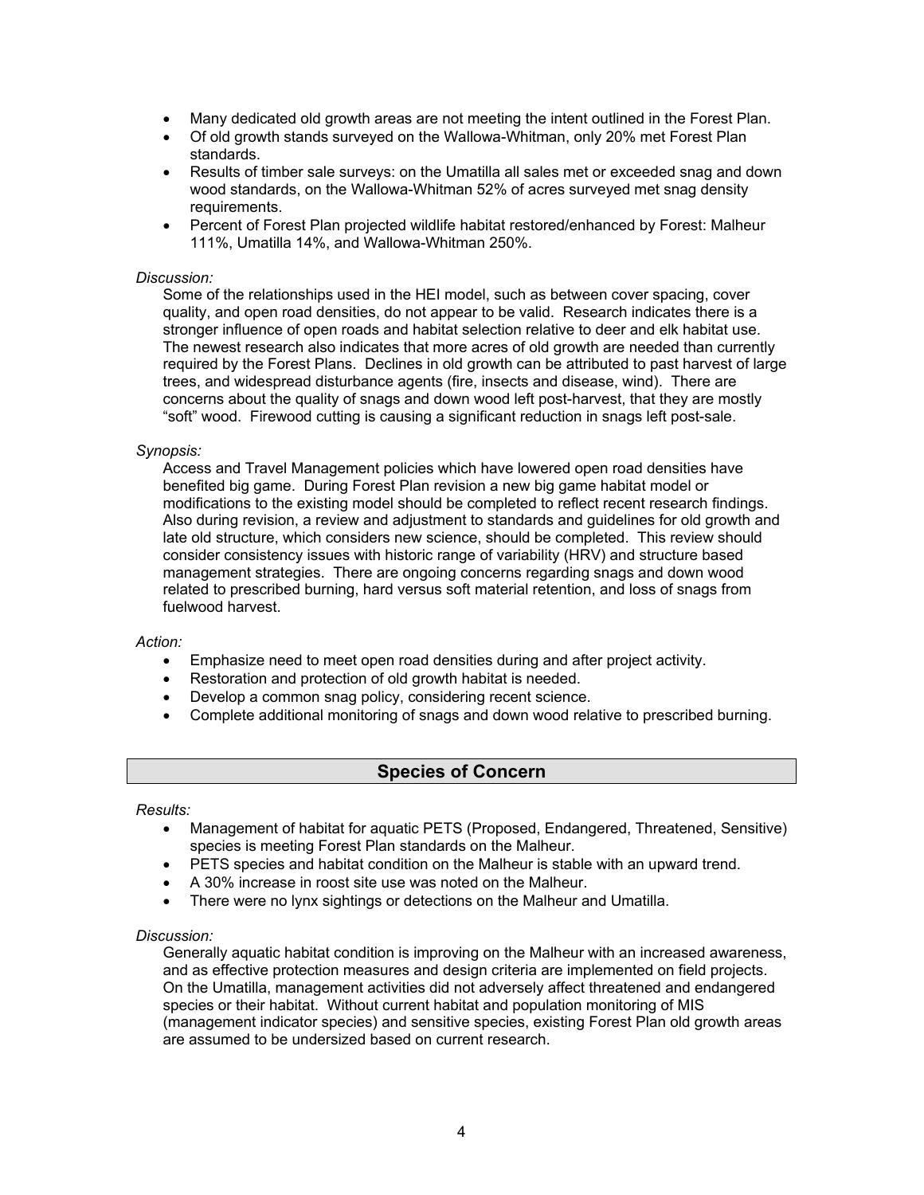- Many dedicated old growth areas are not meeting the intent outlined in the Forest Plan.
- Of old growth stands surveyed on the Wallowa-Whitman, only 20% met Forest Plan standards.
- Results of timber sale surveys: on the Umatilla all sales met or exceeded snag and down wood standards, on the Wallowa-Whitman 52% of acres surveyed met snag density requirements.
- Percent of Forest Plan projected wildlife habitat restored/enhanced by Forest: Malheur 111%, Umatilla 14%, and Wallowa-Whitman 250%.

*Discussion:*

Some of the relationships used in the HEI model, such as between cover spacing, cover quality, and open road densities, do not appear to be valid. Research indicates there is a stronger influence of open roads and habitat selection relative to deer and elk habitat use. The newest research also indicates that more acres of old growth are needed than currently required by the Forest Plans. Declines in old growth can be attributed to past harvest of large trees, and widespread disturbance agents (fire, insects and disease, wind). There are concerns about the quality of snags and down wood left post-harvest, that they are mostly "soft" wood. Firewood cutting is causing a significant reduction in snags left post-sale.

*Synopsis:*

Access and Travel Management policies which have lowered open road densities have benefited big game. During Forest Plan revision a new big game habitat model or modifications to the existing model should be completed to reflect recent research findings. Also during revision, a review and adjustment to standards and guidelines for old growth and late old structure, which considers new science, should be completed. This review should consider consistency issues with historic range of variability (HRV) and structure based management strategies. There are ongoing concerns regarding snags and down wood related to prescribed burning, hard versus soft material retention, and loss of snags from fuelwood harvest.

*Action:*

- Emphasize need to meet open road densities during and after project activity.
- Restoration and protection of old growth habitat is needed.
- Develop a common snag policy, considering recent science.
- Complete additional monitoring of snags and down wood relative to prescribed burning.

## Species of Concern

*Results:*

- Management of habitat for aquatic PETS (Proposed, Endangered, Threatened, Sensitive) species is meeting Forest Plan standards on the Malheur.
- PETS species and habitat condition on the Malheur is stable with an upward trend.
- A 30% increase in roost site use was noted on the Malheur.
- There were no lynx sightings or detections on the Malheur and Umatilla.

*Discussion:*

Generally aquatic habitat condition is improving on the Malheur with an increased awareness, and as effective protection measures and design criteria are implemented on field projects. On the Umatilla, management activities did not adversely affect threatened and endangered species or their habitat. Without current habitat and population monitoring of MIS (management indicator species) and sensitive species, existing Forest Plan old growth areas are assumed to be undersized based on current research.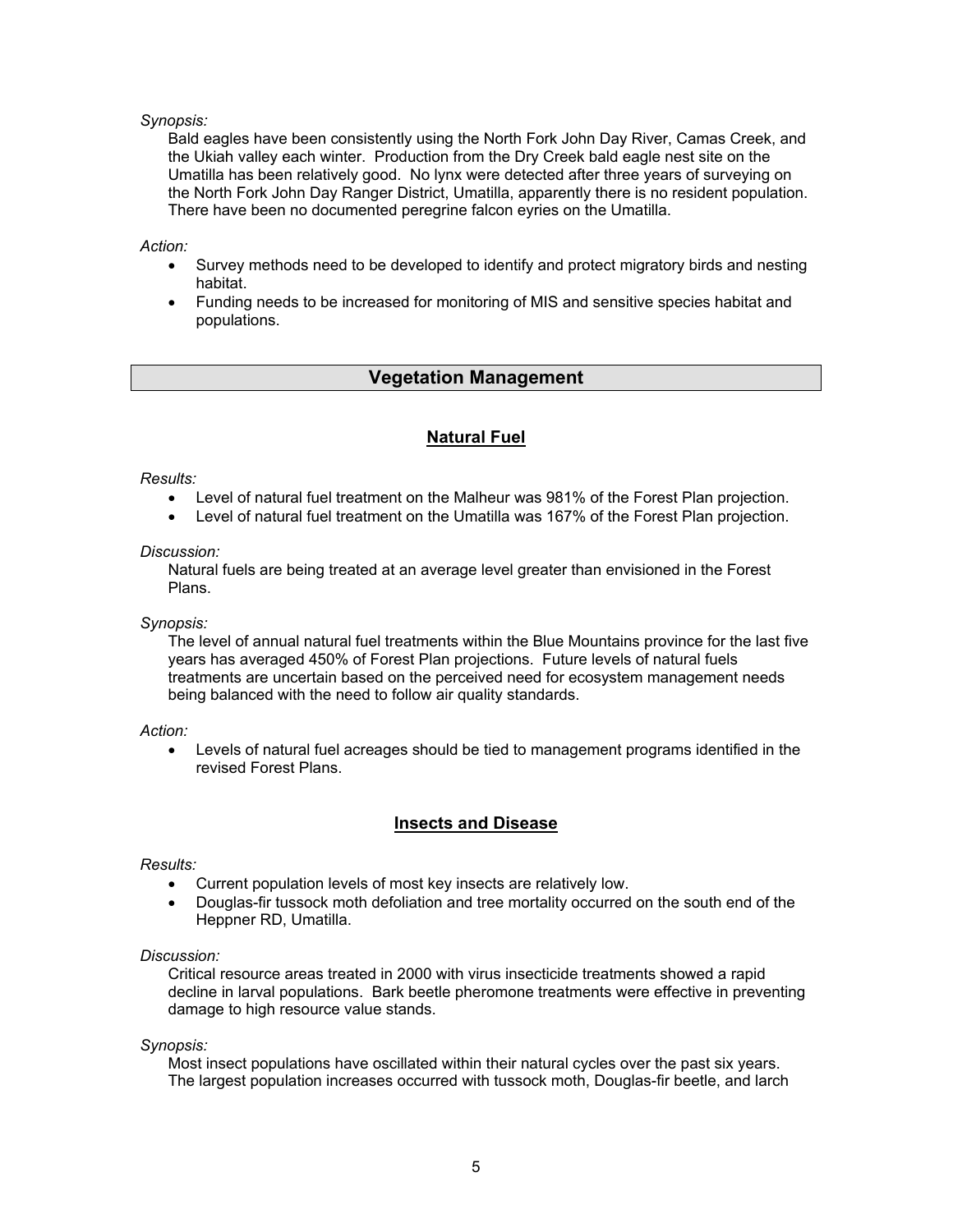*Synopsis:*

Bald eagles have been consistently using the North Fork John Day River, Camas Creek, and the Ukiah valley each winter. Production from the Dry Creek bald eagle nest site on the Umatilla has been relatively good. No lynx were detected after three years of surveying on the North Fork John Day Ranger District, Umatilla, apparently there is no resident population. There have been no documented peregrine falcon eyries on the Umatilla.

*Action:*

- Survey methods need to be developed to identify and protect migratory birds and nesting habitat.
- Funding needs to be increased for monitoring of MIS and sensitive species habitat and populations.

## Vegetation Management

### Natural Fuel

*Results:*

- Level of natural fuel treatment on the Malheur was 981% of the Forest Plan projection.
- Level of natural fuel treatment on the Umatilla was 167% of the Forest Plan projection.

*Discussion:*

Natural fuels are being treated at an average level greater than envisioned in the Forest Plans.

*Synopsis:*

The level of annual natural fuel treatments within the Blue Mountains province for the last five years has averaged 450% of Forest Plan projections. Future levels of natural fuels treatments are uncertain based on the perceived need for ecosystem management needs being balanced with the need to follow air quality standards.

*Action:*

- Levels of natural fuel acreages should be tied to management programs identified in the revised Forest Plans.

### Insects and Disease

*Results:*

- Current population levels of most key insects are relatively low.
- Douglas-fir tussock moth defoliation and tree mortality occurred on the south end of the Heppner RD, Umatilla.

*Discussion:*

Critical resource areas treated in 2000 with virus insecticide treatments showed a rapid decline in larval populations. Bark beetle pheromone treatments were effective in preventing damage to high resource value stands.

*Synopsis:*

Most insect populations have oscillated within their natural cycles over the past six years. The largest population increases occurred with tussock moth, Douglas-fir beetle, and larch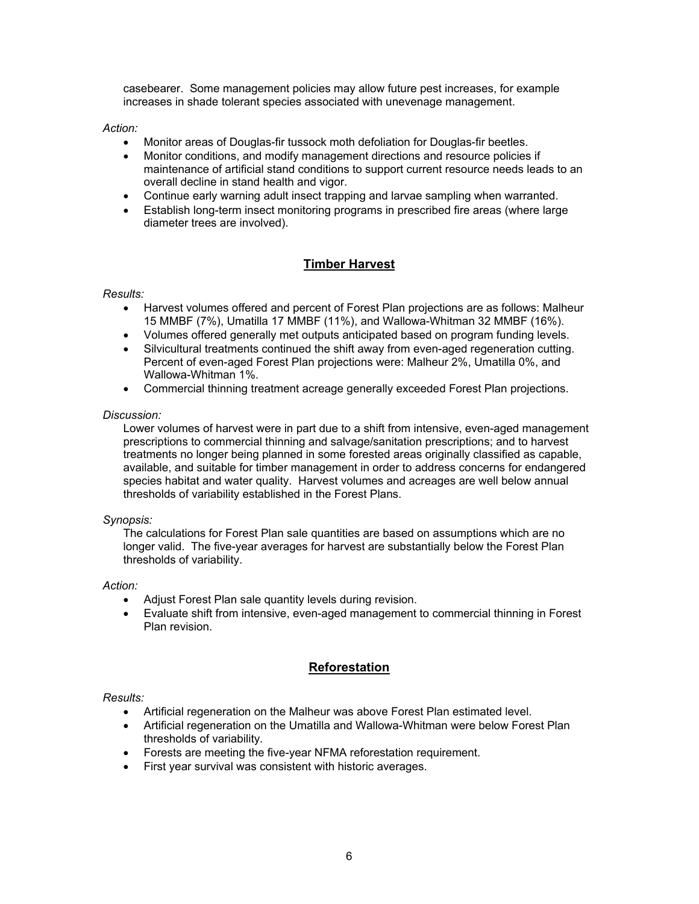casebearer. Some management policies may allow future pest increases, for example increases in shade tolerant species associated with unevenage management.

*Action:*

- Monitor areas of Douglas-fir tussock moth defoliation for Douglas-fir beetles.
- Monitor conditions, and modify management directions and resource policies if maintenance of artificial stand conditions to support current resource needs leads to an overall decline in stand health and vigor.
- Continue early warning adult insect trapping and larvae sampling when warranted.
- Establish long-term insect monitoring programs in prescribed fire areas (where large diameter trees are involved).

## Timber Harvest

*Results:*

- Harvest volumes offered and percent of Forest Plan projections are as follows: Malheur 15 MMBF (7%), Umatilla 17 MMBF (11%), and Wallowa-Whitman 32 MMBF (16%).
- Volumes offered generally met outputs anticipated based on program funding levels.
- Silvicultural treatments continued the shift away from even-aged regeneration cutting. Percent of even-aged Forest Plan projections were: Malheur 2%, Umatilla 0%, and Wallowa-Whitman 1%.
- Commercial thinning treatment acreage generally exceeded Forest Plan projections.

*Discussion:*

Lower volumes of harvest were in part due to a shift from intensive, even-aged management prescriptions to commercial thinning and salvage/sanitation prescriptions; and to harvest treatments no longer being planned in some forested areas originally classified as capable, available, and suitable for timber management in order to address concerns for endangered species habitat and water quality. Harvest volumes and acreages are well below annual thresholds of variability established in the Forest Plans.

*Synopsis:*

The calculations for Forest Plan sale quantities are based on assumptions which are no longer valid. The five-year averages for harvest are substantially below the Forest Plan thresholds of variability.

*Action:*

- Adjust Forest Plan sale quantity levels during revision.
- Evaluate shift from intensive, even-aged management to commercial thinning in Forest Plan revision.

## Reforestation

*Results:*

- Artificial regeneration on the Malheur was above Forest Plan estimated level.
- Artificial regeneration on the Umatilla and Wallowa-Whitman were below Forest Plan thresholds of variability.
- Forests are meeting the five-year NFMA reforestation requirement.
- First year survival was consistent with historic averages.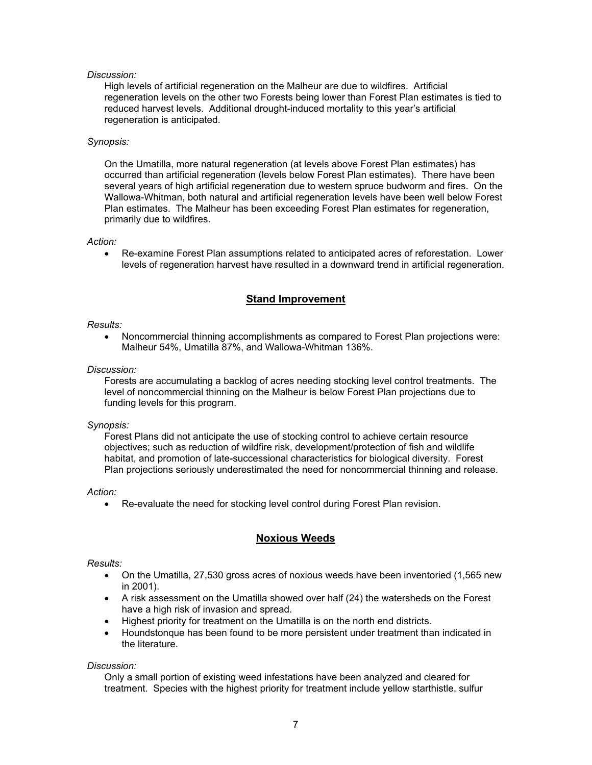*Discussion:*

High levels of artificial regeneration on the Malheur are due to wildfires. Artificial regeneration levels on the other two Forests being lower than Forest Plan estimates is tied to reduced harvest levels. Additional drought-induced mortality to this year's artificial regeneration is anticipated.

*Synopsis:*

On the Umatilla, more natural regeneration (at levels above Forest Plan estimates) has occurred than artificial regeneration (levels below Forest Plan estimates). There have been several years of high artificial regeneration due to western spruce budworm and fires. On the Wallowa-Whitman, both natural and artificial regeneration levels have been well below Forest Plan estimates. The Malheur has been exceeding Forest Plan estimates for regeneration, primarily due to wildfires.

*Action:*

- Re-examine Forest Plan assumptions related to anticipated acres of reforestation. Lower levels of regeneration harvest have resulted in a downward trend in artificial regeneration.

## Stand Improvement

*Results:*

- Noncommercial thinning accomplishments as compared to Forest Plan projections were: Malheur 54%, Umatilla 87%, and Wallowa-Whitman 136%.

*Discussion:*

Forests are accumulating a backlog of acres needing stocking level control treatments. The level of noncommercial thinning on the Malheur is below Forest Plan projections due to funding levels for this program.

*Synopsis:*

Forest Plans did not anticipate the use of stocking control to achieve certain resource objectives; such as reduction of wildfire risk, development/protection of fish and wildlife habitat, and promotion of late-successional characteristics for biological diversity. Forest Plan projections seriously underestimated the need for noncommercial thinning and release.

*Action:*

- Re-evaluate the need for stocking level control during Forest Plan revision.

## Noxious Weeds

*Results:*

- On the Umatilla, 27,530 gross acres of noxious weeds have been inventoried (1,565 new in 2001).
- A risk assessment on the Umatilla showed over half (24) the watersheds on the Forest have a high risk of invasion and spread.
- Highest priority for treatment on the Umatilla is on the north end districts.
- Houndstonque has been found to be more persistent under treatment than indicated in the literature.

*Discussion:*

Only a small portion of existing weed infestations have been analyzed and cleared for treatment. Species with the highest priority for treatment include yellow starthistle, sulfur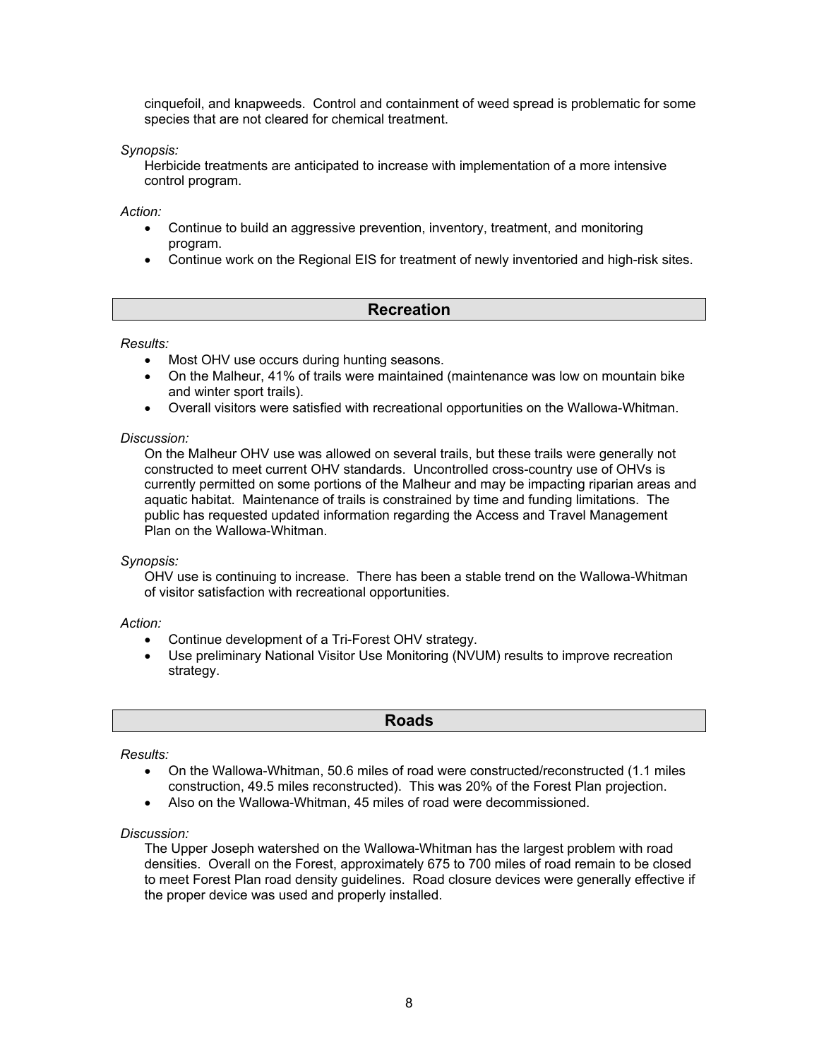cinquefoil, and knapweeds. Control and containment of weed spread is problematic for some species that are not cleared for chemical treatment.

*Synopsis:*

Herbicide treatments are anticipated to increase with implementation of a more intensive control program.

*Action:*

- Continue to build an aggressive prevention, inventory, treatment, and monitoring program.
- Continue work on the Regional EIS for treatment of newly inventoried and high-risk sites.

## Recreation

*Results:*

- Most OHV use occurs during hunting seasons.
- On the Malheur, 41% of trails were maintained (maintenance was low on mountain bike and winter sport trails).
- Overall visitors were satisfied with recreational opportunities on the Wallowa-Whitman.

*Discussion:*

On the Malheur OHV use was allowed on several trails, but these trails were generally not constructed to meet current OHV standards. Uncontrolled cross-country use of OHVs is currently permitted on some portions of the Malheur and may be impacting riparian areas and aquatic habitat. Maintenance of trails is constrained by time and funding limitations. The public has requested updated information regarding the Access and Travel Management Plan on the Wallowa-Whitman.

*Synopsis:*

OHV use is continuing to increase. There has been a stable trend on the Wallowa-Whitman of visitor satisfaction with recreational opportunities.

*Action:*

- Continue development of a Tri-Forest OHV strategy.
- Use preliminary National Visitor Use Monitoring (NVUM) results to improve recreation strategy.

## Roads

*Results:*

- On the Wallowa-Whitman, 50.6 miles of road were constructed/reconstructed (1.1 miles construction, 49.5 miles reconstructed). This was 20% of the Forest Plan projection.
- Also on the Wallowa-Whitman, 45 miles of road were decommissioned.

*Discussion:*

The Upper Joseph watershed on the Wallowa-Whitman has the largest problem with road densities. Overall on the Forest, approximately 675 to 700 miles of road remain to be closed to meet Forest Plan road density guidelines. Road closure devices were generally effective if the proper device was used and properly installed.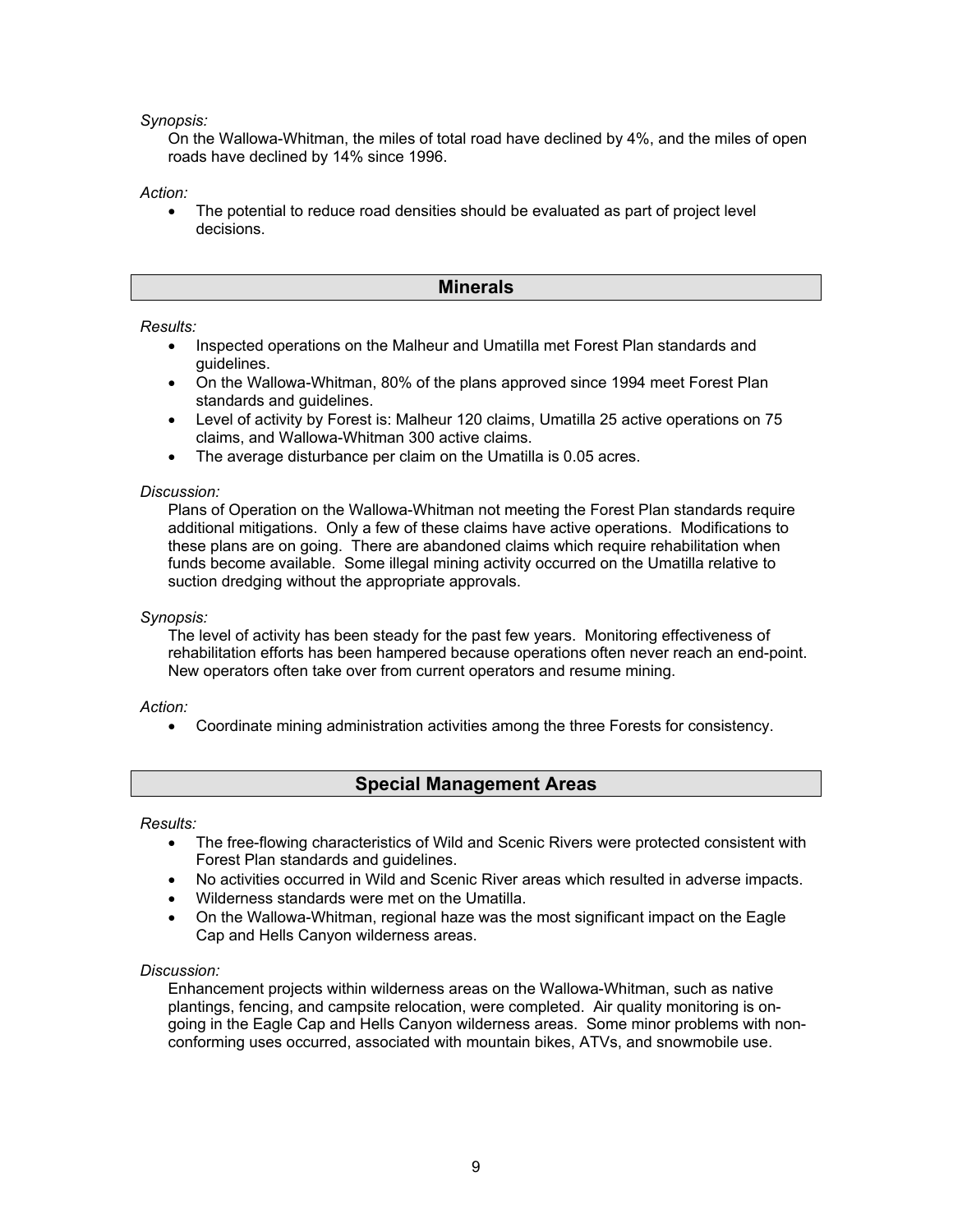*Synopsis:*

On the Wallowa-Whitman, the miles of total road have declined by 4%, and the miles of open roads have declined by 14% since 1996.

*Action:*

- The potential to reduce road densities should be evaluated as part of project level decisions.

## Minerals

*Results:*

- Inspected operations on the Malheur and Umatilla met Forest Plan standards and guidelines.
- On the Wallowa-Whitman, 80% of the plans approved since 1994 meet Forest Plan standards and guidelines.
- Level of activity by Forest is: Malheur 120 claims, Umatilla 25 active operations on 75 claims, and Wallowa-Whitman 300 active claims.
- The average disturbance per claim on the Umatilla is 0.05 acres.

*Discussion:*

Plans of Operation on the Wallowa-Whitman not meeting the Forest Plan standards require additional mitigations. Only a few of these claims have active operations. Modifications to these plans are on going. There are abandoned claims which require rehabilitation when funds become available. Some illegal mining activity occurred on the Umatilla relative to suction dredging without the appropriate approvals.

*Synopsis:*

The level of activity has been steady for the past few years. Monitoring effectiveness of rehabilitation efforts has been hampered because operations often never reach an end-point. New operators often take over from current operators and resume mining.

*Action:*

- Coordinate mining administration activities among the three Forests for consistency.

## Special Management Areas

*Results:*

- The free-flowing characteristics of Wild and Scenic Rivers were protected consistent with Forest Plan standards and guidelines.
- No activities occurred in Wild and Scenic River areas which resulted in adverse impacts.
- Wilderness standards were met on the Umatilla.
- On the Wallowa-Whitman, regional haze was the most significant impact on the Eagle Cap and Hells Canyon wilderness areas.

*Discussion:*

Enhancement projects within wilderness areas on the Wallowa-Whitman, such as native plantings, fencing, and campsite relocation, were completed. Air quality monitoring is on-going in the Eagle Cap and Hells Canyon wilderness areas. Some minor problems with non-conforming uses occurred, associated with mountain bikes, ATVs, and snowmobile use.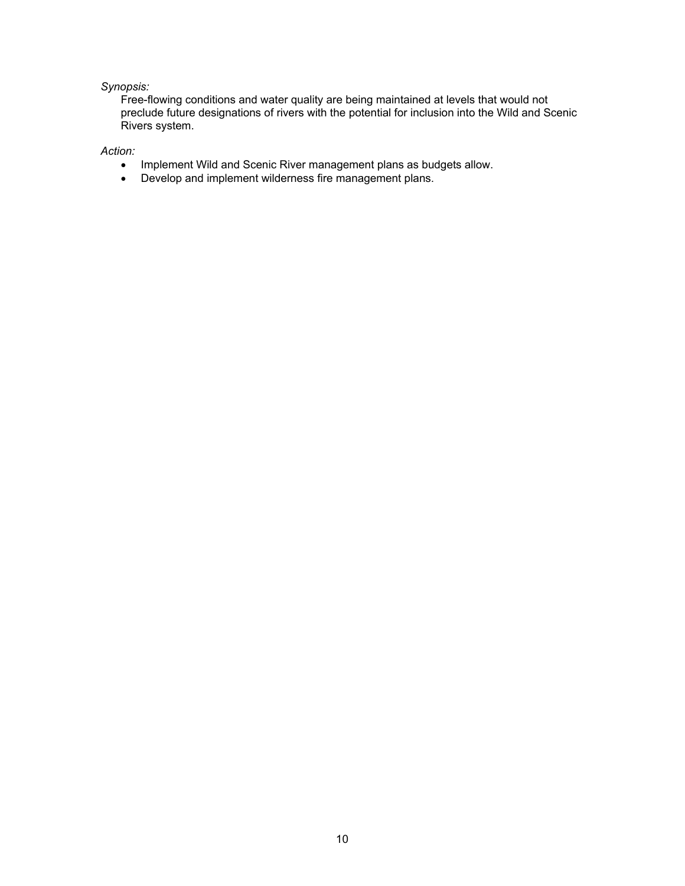*Synopsis:*

Free-flowing conditions and water quality are being maintained at levels that would not preclude future designations of rivers with the potential for inclusion into the Wild and Scenic Rivers system.

*Action:*

- Implement Wild and Scenic River management plans as budgets allow.
- Develop and implement wilderness fire management plans.